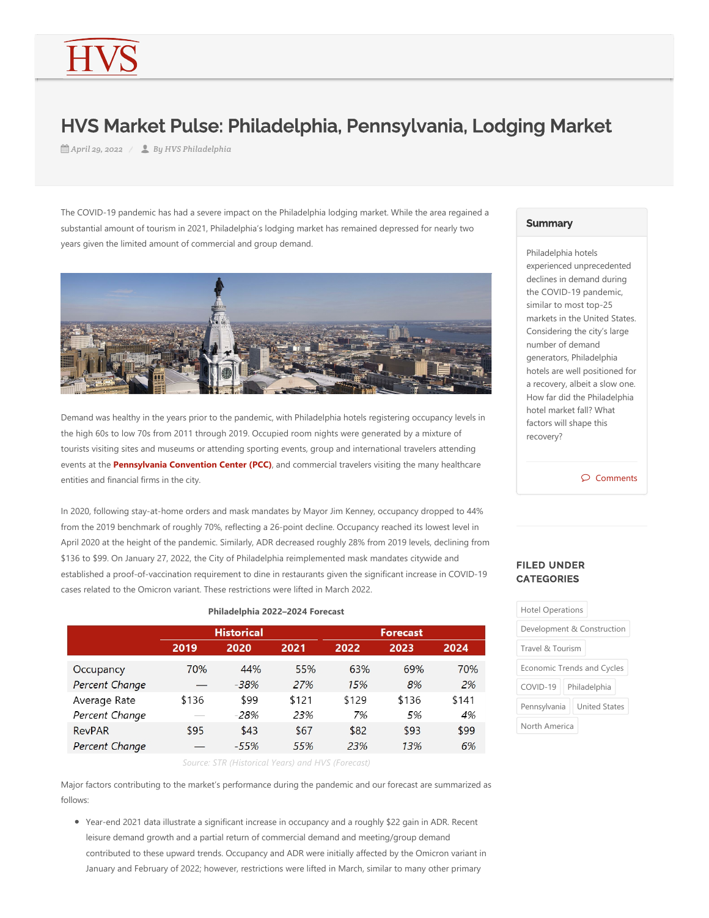# HVS Market Pulse: Philadelphia, Pennsylvania, Lodging Market

April 29, 2022 / By HVS Philadelphia

The COVID-19 pandemic has had a severe impact on the Philadelphia lodging market. While the area regained a substantial amount of tourism in 2021, Philadelphia's lodging market has remained depressed for nearly two years given the limited amount of commercial and group demand.

Demand was healthy in the years prior to the pandemic, with Philadelphia hotels registering occupancy levels in the high 60s to low 70s from 2011 through 2019. Occupied room nights were generated by a mixture of tourists visiting sites and museums or attending sporting events, group and international travelers attending events at the **Pennsylvania Convention Center (PCC)**, and commercial travelers visiting the many healthcare entities and financial firms in the city.

In 2020, following stay-at-home orders and mask mandates by Mayor Jim Kenney, occupancy dropped to 44% from the 2019 benchmark of roughly 70%, reflecting a 26-point decline. Occupancy reached its lowest level in April 2020 at the height of the pandemic. Similarly, ADR decreased roughly 28% from 2019 levels, declining from $136 to $99. On January 27, 2022, the City of Philadelphia reimplemented mask mandates citywide and established a proof-of-vaccination requirement to dine in restaurants given the significant increase in COVID-19 cases related to the Omicron variant. These restrictions were lifted in March 2022.

**Philadelphia 2022–2024 Forecast**

| | Historical | | | Forecast | | |
|---|---|---|---|---|---|---|
| | 2019 | 2020 | 2021 | 2022 | 2023 | 2024 |
| Occupancy | 70% | 44% | 55% | 63% | 69% | 70% |
| *Percent Change* | — | *-38%* | *27%* | *15%* | *8%* | *2%* |
| Average Rate | $136 | $99 | $121 | $129 | $136 | $141 |
| *Percent Change* | — | *-28%* | *23%* | *7%* | *5%* | *4%* |
| RevPAR | $95 | $43 | $67 | $82 | $93 | $99 |
| *Percent Change* | — | *-55%* | *55%* | *23%* | *13%* | *6%* |

*Source: STR (Historical Years) and HVS (Forecast)*

Major factors contributing to the market's performance during the pandemic and our forecast are summarized as follows:

- Year-end 2021 data illustrate a significant increase in occupancy and a roughly $22 gain in ADR. Recent leisure demand growth and a partial return of commercial demand and meeting/group demand contributed to these upward trends. Occupancy and ADR were initially affected by the Omicron variant in January and February of 2022; however, restrictions were lifted in March, similar to many other primary

## Summary

Philadelphia hotels experienced unprecedented declines in demand during the COVID-19 pandemic, similar to most top-25 markets in the United States. Considering the city's large number of demand generators, Philadelphia hotels are well positioned for a recovery, albeit a slow one. How far did the Philadelphia hotel market fall? What factors will shape this recovery?

Comments

## FILED UNDER CATEGORIES

Hotel Operations
Development & Construction
Travel & Tourism
Economic Trends and Cycles
COVID-19
Philadelphia
Pennsylvania
United States
North America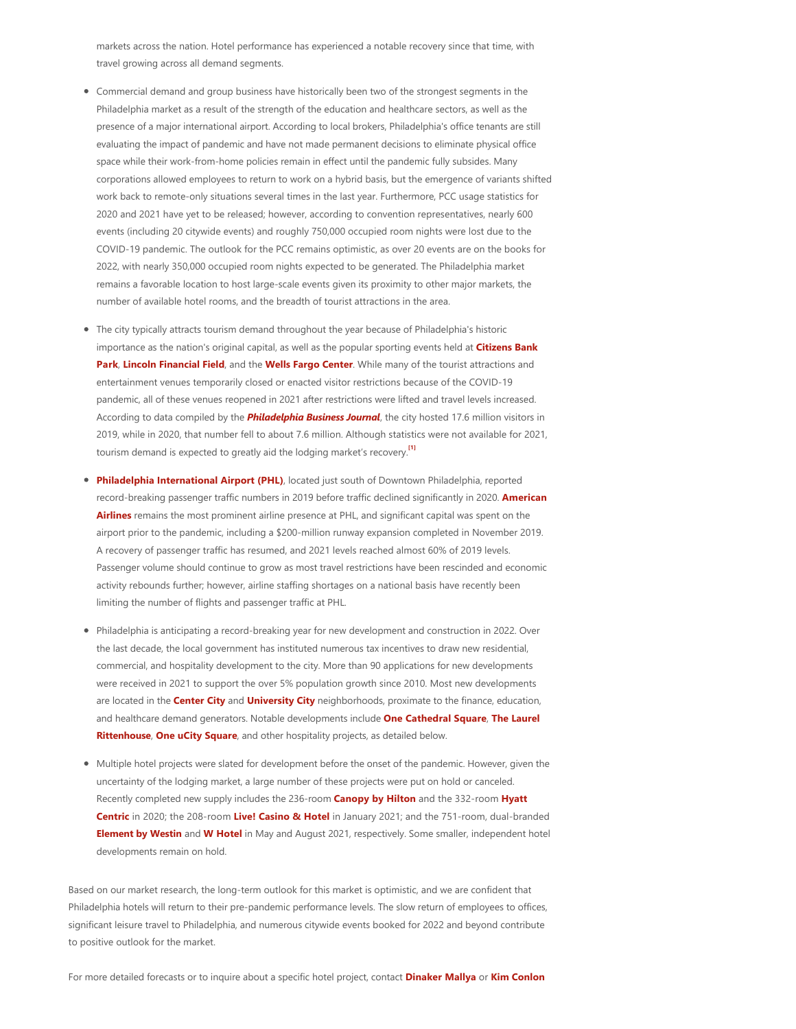markets across the nation. Hotel performance has experienced a notable recovery since that time, with travel growing across all demand segments.

- Commercial demand and group business have historically been two of the strongest segments in the Philadelphia market as a result of the strength of the education and healthcare sectors, as well as the presence of a major international airport. According to local brokers, Philadelphia's office tenants are still evaluating the impact of pandemic and have not made permanent decisions to eliminate physical office space while their work-from-home policies remain in effect until the pandemic fully subsides. Many corporations allowed employees to return to work on a hybrid basis, but the emergence of variants shifted work back to remote-only situations several times in the last year. Furthermore, PCC usage statistics for 2020 and 2021 have yet to be released; however, according to convention representatives, nearly 600 events (including 20 citywide events) and roughly 750,000 occupied room nights were lost due to the COVID-19 pandemic. The outlook for the PCC remains optimistic, as over 20 events are on the books for 2022, with nearly 350,000 occupied room nights expected to be generated. The Philadelphia market remains a favorable location to host large-scale events given its proximity to other major markets, the number of available hotel rooms, and the breadth of tourist attractions in the area.

- The city typically attracts tourism demand throughout the year because of Philadelphia's historic importance as the nation's original capital, as well as the popular sporting events held at **Citizens Bank Park**, **Lincoln Financial Field**, and the **Wells Fargo Center**. While many of the tourist attractions and entertainment venues temporarily closed or enacted visitor restrictions because of the COVID-19 pandemic, all of these venues reopened in 2021 after restrictions were lifted and travel levels increased. According to data compiled by the ***Philadelphia Business Journal***, the city hosted 17.6 million visitors in 2019, while in 2020, that number fell to about 7.6 million. Although statistics were not available for 2021, tourism demand is expected to greatly aid the lodging market's recovery.[1]

- **Philadelphia International Airport (PHL)**, located just south of Downtown Philadelphia, reported record-breaking passenger traffic numbers in 2019 before traffic declined significantly in 2020. **American Airlines** remains the most prominent airline presence at PHL, and significant capital was spent on the airport prior to the pandemic, including a $200-million runway expansion completed in November 2019. A recovery of passenger traffic has resumed, and 2021 levels reached almost 60% of 2019 levels. Passenger volume should continue to grow as most travel restrictions have been rescinded and economic activity rebounds further; however, airline staffing shortages on a national basis have recently been limiting the number of flights and passenger traffic at PHL.

- Philadelphia is anticipating a record-breaking year for new development and construction in 2022. Over the last decade, the local government has instituted numerous tax incentives to draw new residential, commercial, and hospitality development to the city. More than 90 applications for new developments were received in 2021 to support the over 5% population growth since 2010. Most new developments are located in the **Center City** and **University City** neighborhoods, proximate to the finance, education, and healthcare demand generators. Notable developments include **One Cathedral Square**, **The Laurel Rittenhouse**, **One uCity Square**, and other hospitality projects, as detailed below.

- Multiple hotel projects were slated for development before the onset of the pandemic. However, given the uncertainty of the lodging market, a large number of these projects were put on hold or canceled. Recently completed new supply includes the 236-room **Canopy by Hilton** and the 332-room **Hyatt Centric** in 2020; the 208-room **Live! Casino & Hotel** in January 2021; and the 751-room, dual-branded **Element by Westin** and **W Hotel** in May and August 2021, respectively. Some smaller, independent hotel developments remain on hold.

Based on our market research, the long-term outlook for this market is optimistic, and we are confident that Philadelphia hotels will return to their pre-pandemic performance levels. The slow return of employees to offices, significant leisure travel to Philadelphia, and numerous citywide events booked for 2022 and beyond contribute to positive outlook for the market.

For more detailed forecasts or to inquire about a specific hotel project, contact **Dinaker Mallya** or **Kim Conlon**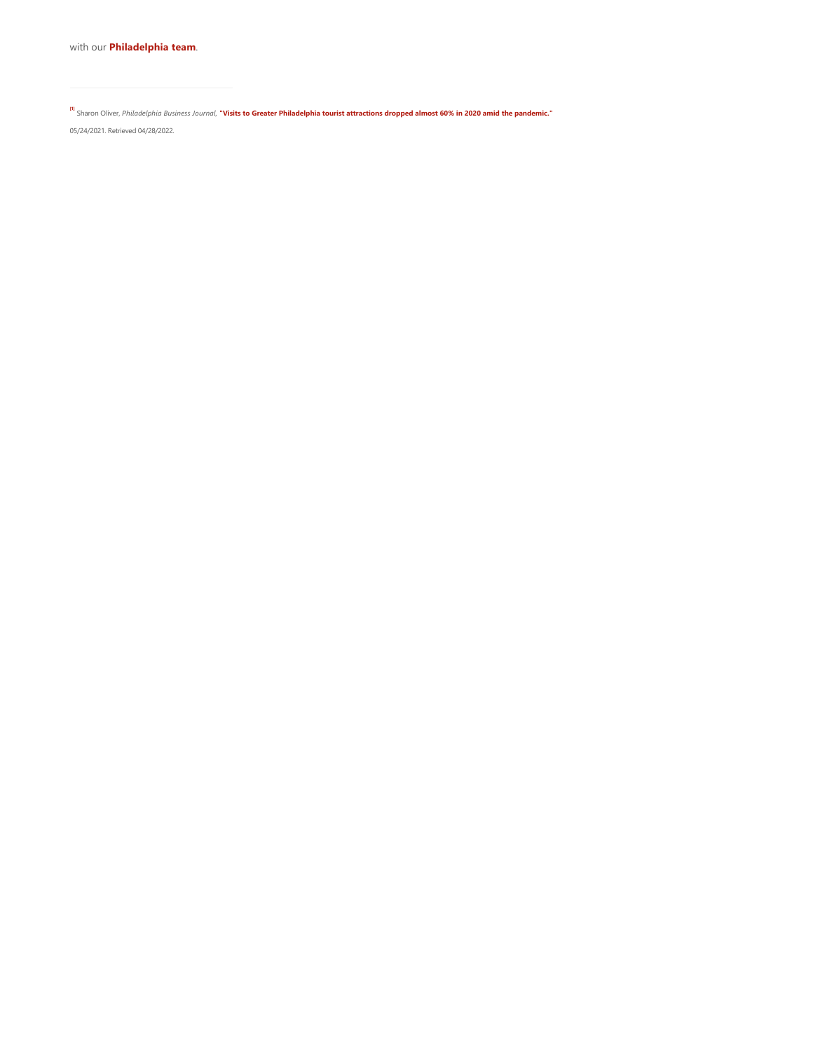with our **Philadelphia team**.

---

[1] Sharon Oliver, *Philadelphia Business Journal*, **"Visits to Greater Philadelphia tourist attractions dropped almost 60% in 2020 amid the pandemic."**

05/24/2021. Retrieved 04/28/2022.